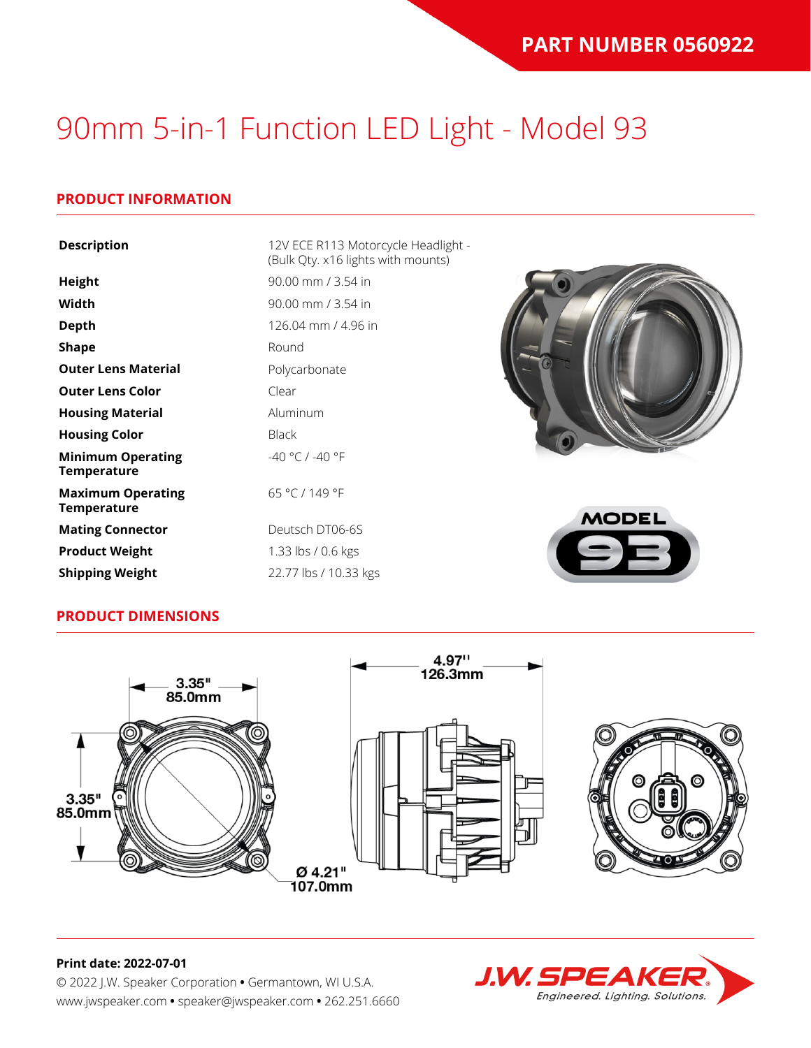**PART NUMBER 0560922**

# 90mm 5-in-1 Function LED Light - Model 93

## PRODUCT INFORMATION

| | |
|---|---|
| **Description** | 12V ECE R113 Motorcycle Headlight - (Bulk Qty. x16 lights with mounts) |
| **Height** | 90.00 mm / 3.54 in |
| **Width** | 90.00 mm / 3.54 in |
| **Depth** | 126.04 mm / 4.96 in |
| **Shape** | Round |
| **Outer Lens Material** | Polycarbonate |
| **Outer Lens Color** | Clear |
| **Housing Material** | Aluminum |
| **Housing Color** | Black |
| **Minimum Operating Temperature** | -40 °C / -40 °F |
| **Maximum Operating Temperature** | 65 °C / 149 °F |
| **Mating Connector** | Deutsch DT06-6S |
| **Product Weight** | 1.33 lbs / 0.6 kgs |
| **Shipping Weight** | 22.77 lbs / 10.33 kgs |

## PRODUCT DIMENSIONS

3.35" 85.0mm

3.35" 85.0mm

Ø 4.21" 107.0mm

4.97" 126.3mm

**Print date: 2022-07-01**

© 2022 J.W. Speaker Corporation • Germantown, WI U.S.A.
www.jwspeaker.com • speaker@jwspeaker.com • 262.251.6660

J.W. SPEAKER *Engineered. Lighting. Solutions.*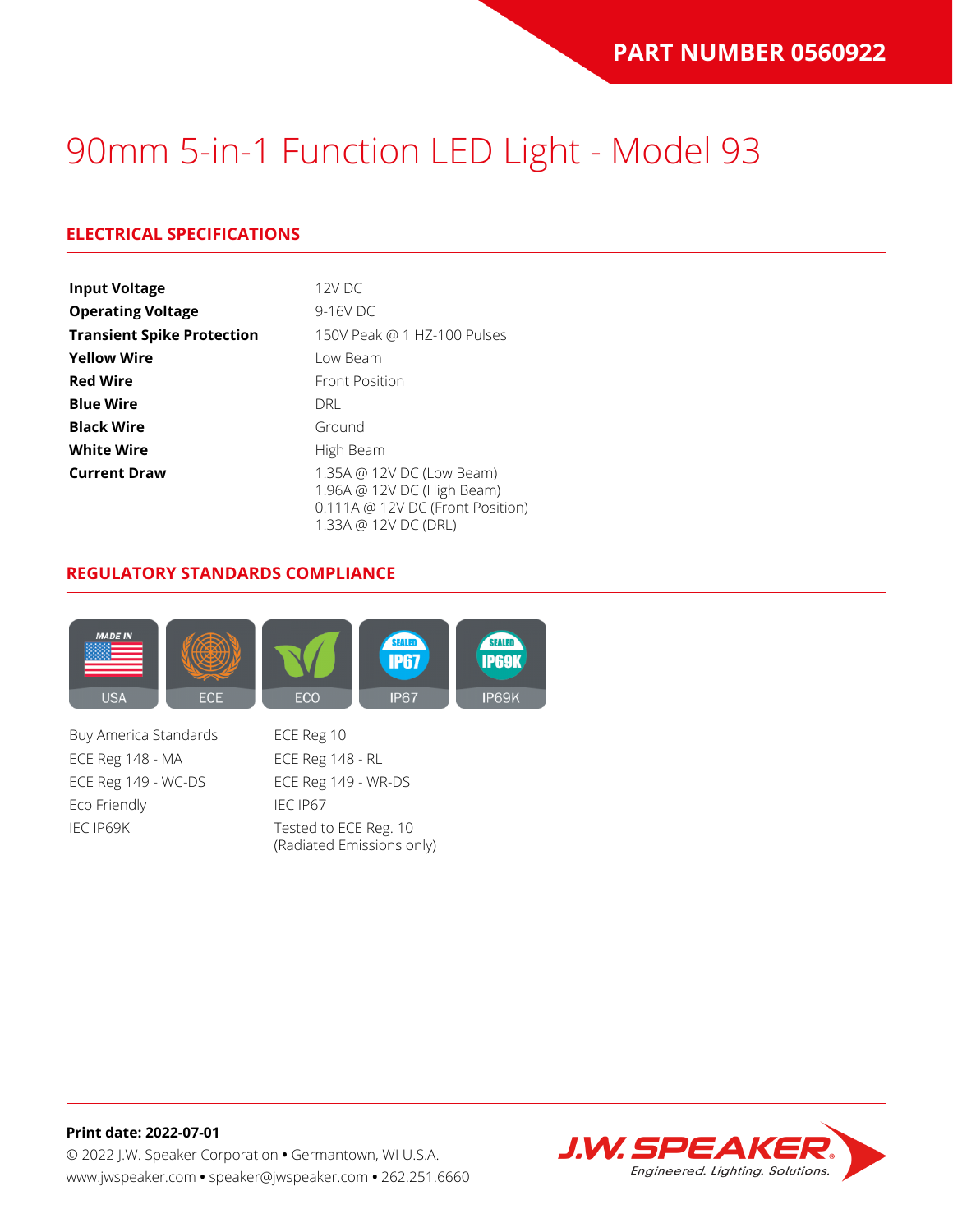**PART NUMBER 0560922**

# 90mm 5-in-1 Function LED Light - Model 93

## ELECTRICAL SPECIFICATIONS

| | |
|---|---|
| **Input Voltage** | 12V DC |
| **Operating Voltage** | 9-16V DC |
| **Transient Spike Protection** | 150V Peak @ 1 HZ-100 Pulses |
| **Yellow Wire** | Low Beam |
| **Red Wire** | Front Position |
| **Blue Wire** | DRL |
| **Black Wire** | Ground |
| **White Wire** | High Beam |
| **Current Draw** | 1.35A @ 12V DC (Low Beam)<br>1.96A @ 12V DC (High Beam)<br>0.111A @ 12V DC (Front Position)<br>1.33A @ 12V DC (DRL) |

## REGULATORY STANDARDS COMPLIANCE

USA | ECE | ECO | IP67 | IP69K

- Buy America Standards
- ECE Reg 148 - MA
- ECE Reg 149 - WC-DS
- Eco Friendly
- IEC IP69K
- ECE Reg 10
- ECE Reg 148 - RL
- ECE Reg 149 - WR-DS
- IEC IP67
- Tested to ECE Reg. 10 (Radiated Emissions only)

**Print date: 2022-07-01**

© 2022 J.W. Speaker Corporation • Germantown, WI U.S.A.
www.jwspeaker.com • speaker@jwspeaker.com • 262.251.6660

J.W. SPEAKER® Engineered. Lighting. Solutions.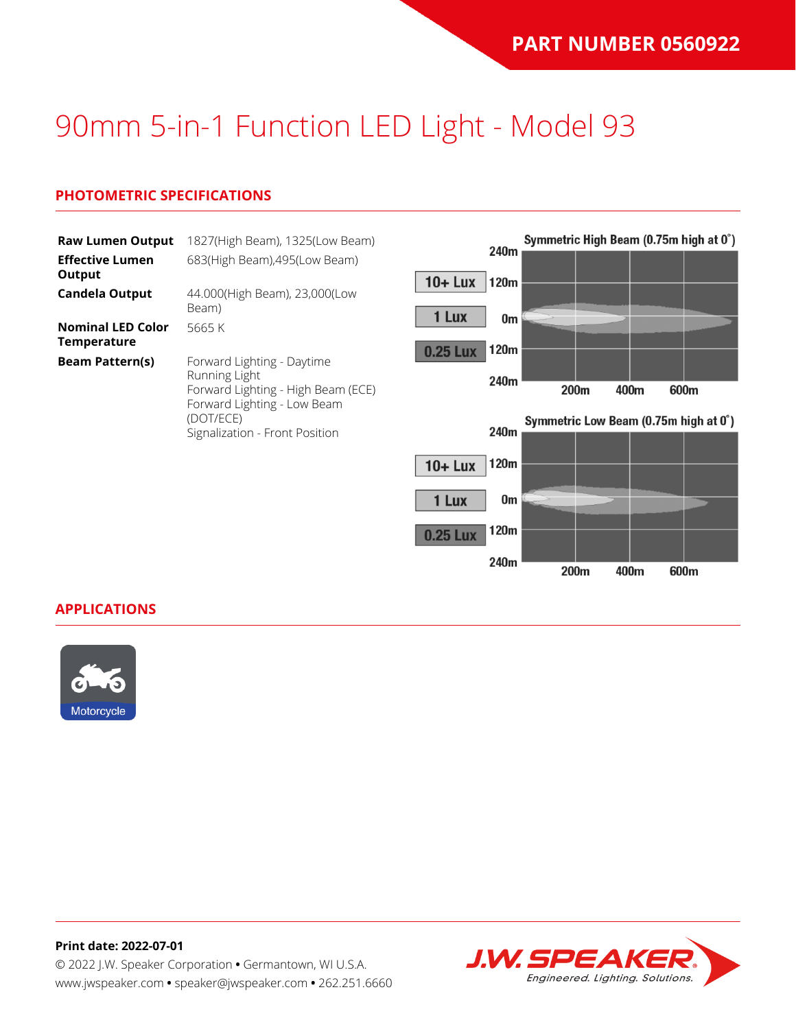**PART NUMBER 0560922**

# 90mm 5-in-1 Function LED Light - Model 93

## PHOTOMETRIC SPECIFICATIONS

| | |
|---|---|
| **Raw Lumen Output** | 1827(High Beam), 1325(Low Beam) |
| **Effective Lumen Output** | 683(High Beam),495(Low Beam) |
| **Candela Output** | 44.000(High Beam), 23,000(Low Beam) |
| **Nominal LED Color Temperature** | 5665 K |
| **Beam Pattern(s)** | Forward Lighting - Daytime Running Light<br>Forward Lighting - High Beam (ECE)<br>Forward Lighting - Low Beam (DOT/ECE)<br>Signalization - Front Position |

Symmetric High Beam (0.75m high at 0˚)

Symmetric Low Beam (0.75m high at 0˚)

## APPLICATIONS

Motorcycle

**Print date: 2022-07-01**

© 2022 J.W. Speaker Corporation • Germantown, WI U.S.A.
www.jwspeaker.com • speaker@jwspeaker.com • 262.251.6660

J.W. SPEAKER — Engineered. Lighting. Solutions.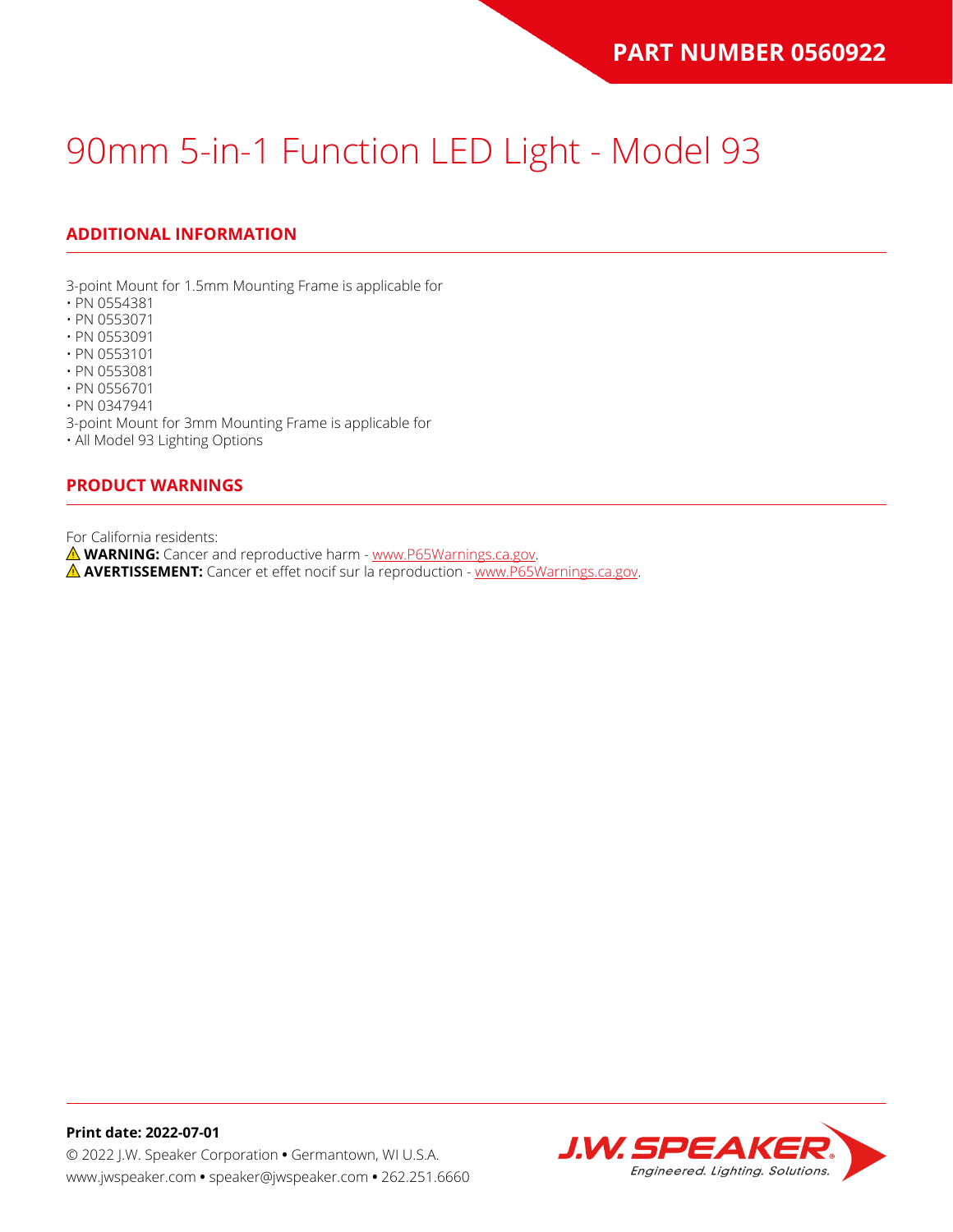**PART NUMBER 0560922**

# 90mm 5-in-1 Function LED Light - Model 93

## ADDITIONAL INFORMATION

3-point Mount for 1.5mm Mounting Frame is applicable for
• PN 0554381
• PN 0553071
• PN 0553091
• PN 0553101
• PN 0553081
• PN 0556701
• PN 0347941
3-point Mount for 3mm Mounting Frame is applicable for
• All Model 93 Lighting Options

## PRODUCT WARNINGS

For California residents:
⚠ **WARNING:** Cancer and reproductive harm - www.P65Warnings.ca.gov.
⚠ **AVERTISSEMENT:** Cancer et effet nocif sur la reproduction - www.P65Warnings.ca.gov.

**Print date: 2022-07-01**
© 2022 J.W. Speaker Corporation • Germantown, WI U.S.A.
www.jwspeaker.com • speaker@jwspeaker.com • 262.251.6660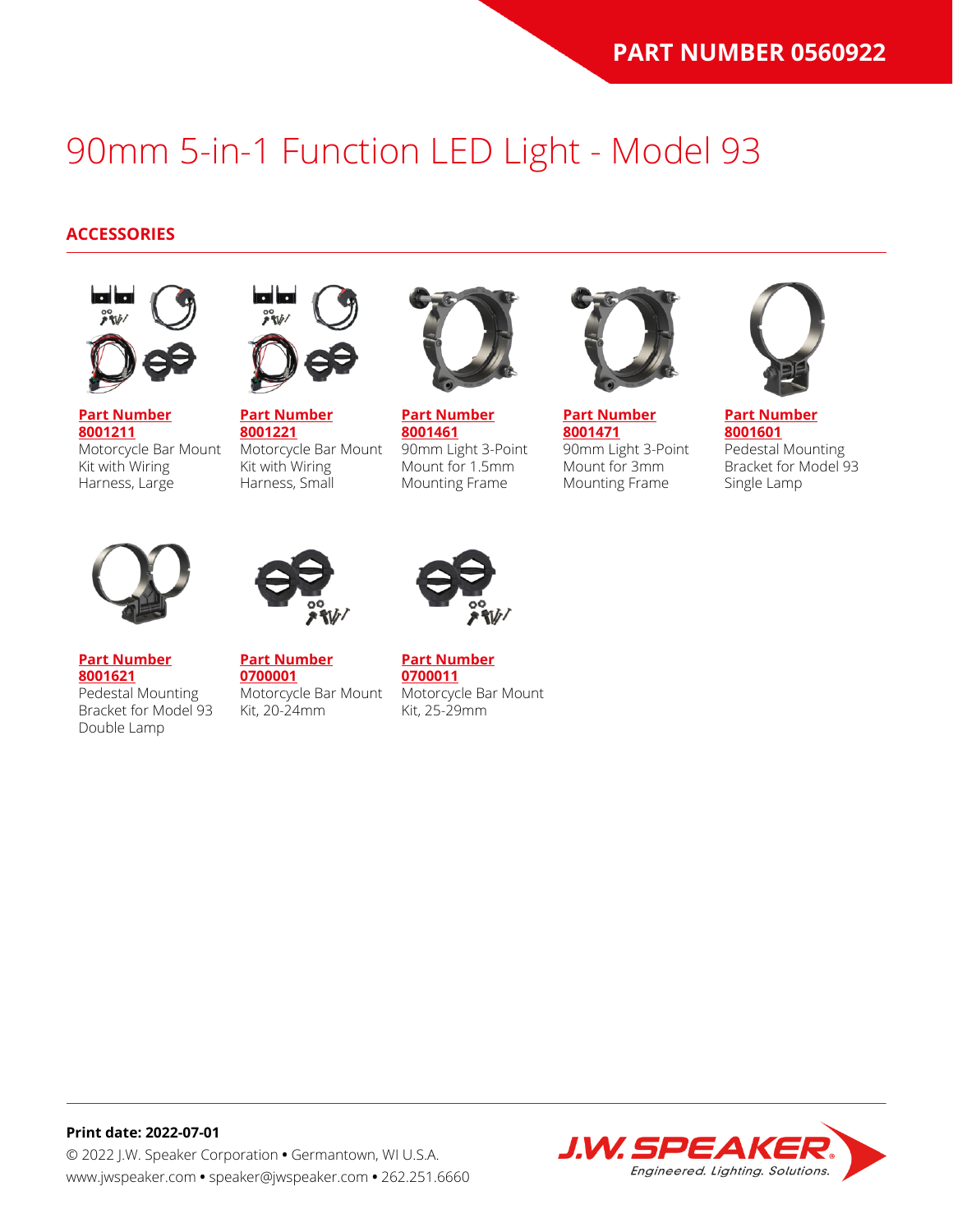PART NUMBER 0560922

# 90mm 5-in-1 Function LED Light - Model 93

## ACCESSORIES

**Part Number 8001211**
Motorcycle Bar Mount Kit with Wiring Harness, Large

**Part Number 8001221**
Motorcycle Bar Mount Kit with Wiring Harness, Small

**Part Number 8001461**
90mm Light 3-Point Mount for 1.5mm Mounting Frame

**Part Number 8001471**
90mm Light 3-Point Mount for 3mm Mounting Frame

**Part Number 8001601**
Pedestal Mounting Bracket for Model 93 Single Lamp

**Part Number 8001621**
Pedestal Mounting Bracket for Model 93 Double Lamp

**Part Number 0700001**
Motorcycle Bar Mount Kit, 20-24mm

**Part Number 0700011**
Motorcycle Bar Mount Kit, 25-29mm

**Print date: 2022-07-01**
© 2022 J.W. Speaker Corporation • Germantown, WI U.S.A.
www.jwspeaker.com • speaker@jwspeaker.com • 262.251.6660

J.W. SPEAKER
*Engineered. Lighting. Solutions.*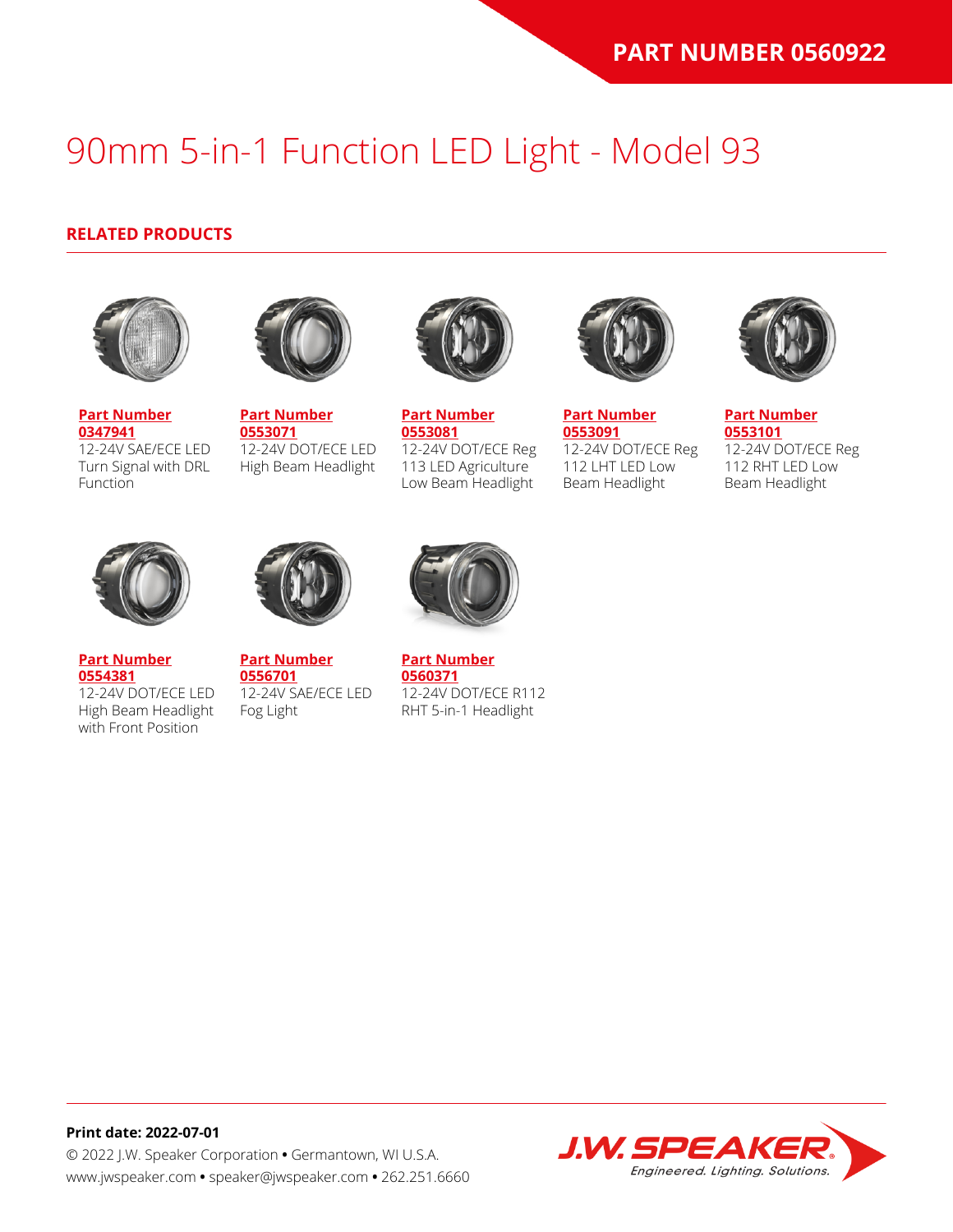# 90mm 5-in-1 Function LED Light - Model 93

## RELATED PRODUCTS

**Part Number 0347941**
12-24V SAE/ECE LED Turn Signal with DRL Function

**Part Number 0553071**
12-24V DOT/ECE LED High Beam Headlight

**Part Number 0553081**
12-24V DOT/ECE Reg 113 LED Agriculture Low Beam Headlight

**Part Number 0553091**
12-24V DOT/ECE Reg 112 LHT LED Low Beam Headlight

**Part Number 0553101**
12-24V DOT/ECE Reg 112 RHT LED Low Beam Headlight

**Part Number 0554381**
12-24V DOT/ECE LED High Beam Headlight with Front Position

**Part Number 0556701**
12-24V SAE/ECE LED Fog Light

**Part Number 0560371**
12-24V DOT/ECE R112 RHT 5-in-1 Headlight